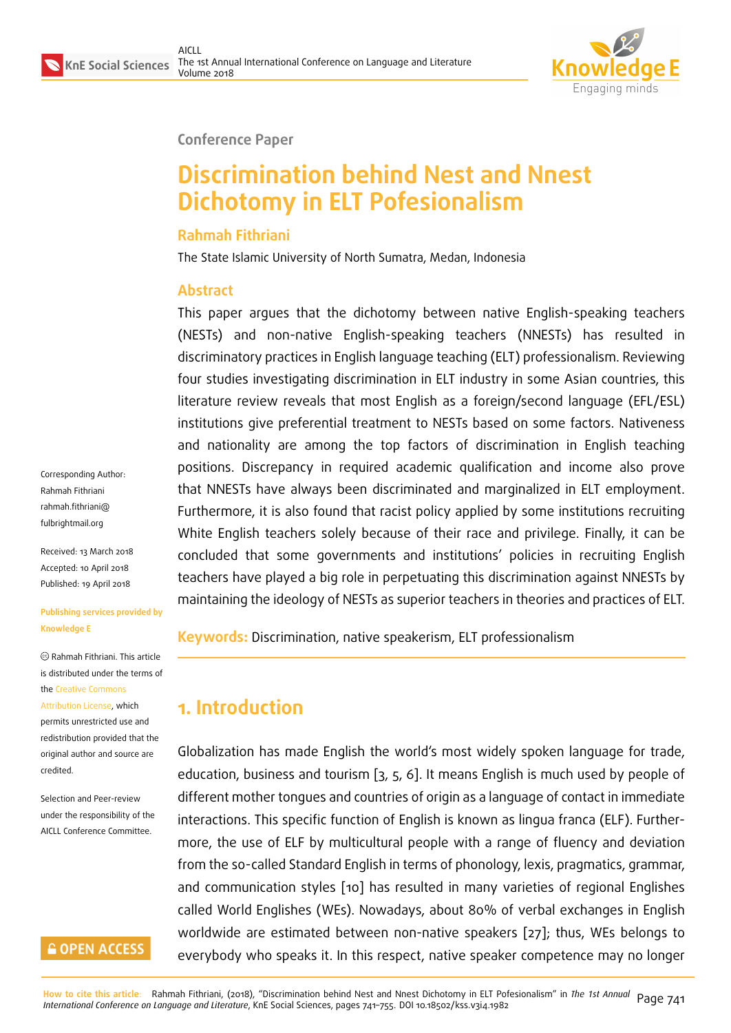Conference Paper

# Discrimination behind Nest and Nnest Dichotomy in ELT Pofesionalism

**Rahmah Fithriani**

The State Islamic University of North Sumatra, Medan, Indonesia

Corresponding Author: Rahmah Fithriani rahmah.fithriani@fulbrightmail.org

Received: 13 March 2018
Accepted: 10 April 2018
Published: 19 April 2018

Publishing services provided by Knowledge E

© Rahmah Fithriani. This article is distributed under the terms of the Creative Commons Attribution License, which permits unrestricted use and redistribution provided that the original author and source are credited.

Selection and Peer-review under the responsibility of the AICLL Conference Committee.

## Abstract

This paper argues that the dichotomy between native English-speaking teachers (NESTs) and non-native English-speaking teachers (NNESTs) has resulted in discriminatory practices in English language teaching (ELT) professionalism. Reviewing four studies investigating discrimination in ELT industry in some Asian countries, this literature review reveals that most English as a foreign/second language (EFL/ESL) institutions give preferential treatment to NESTs based on some factors. Nativeness and nationality are among the top factors of discrimination in English teaching positions. Discrepancy in required academic qualification and income also prove that NNESTs have always been discriminated and marginalized in ELT employment. Furthermore, it is also found that racist policy applied by some institutions recruiting White English teachers solely because of their race and privilege. Finally, it can be concluded that some governments and institutions' policies in recruiting English teachers have played a big role in perpetuating this discrimination against NNESTs by maintaining the ideology of NESTs as superior teachers in theories and practices of ELT.

**Keywords:** Discrimination, native speakerism, ELT professionalism

## 1. Introduction

Globalization has made English the world's most widely spoken language for trade, education, business and tourism [3, 5, 6]. It means English is much used by people of different mother tongues and countries of origin as a language of contact in immediate interactions. This specific function of English is known as lingua franca (ELF). Furthermore, the use of ELF by multicultural people with a range of fluency and deviation from the so-called Standard English in terms of phonology, lexis, pragmatics, grammar, and communication styles [10] has resulted in many varieties of regional Englishes called World Englishes (WEs). Nowadays, about 80% of verbal exchanges in English worldwide are estimated between non-native speakers [27]; thus, WEs belongs to everybody who speaks it. In this respect, native speaker competence may no longer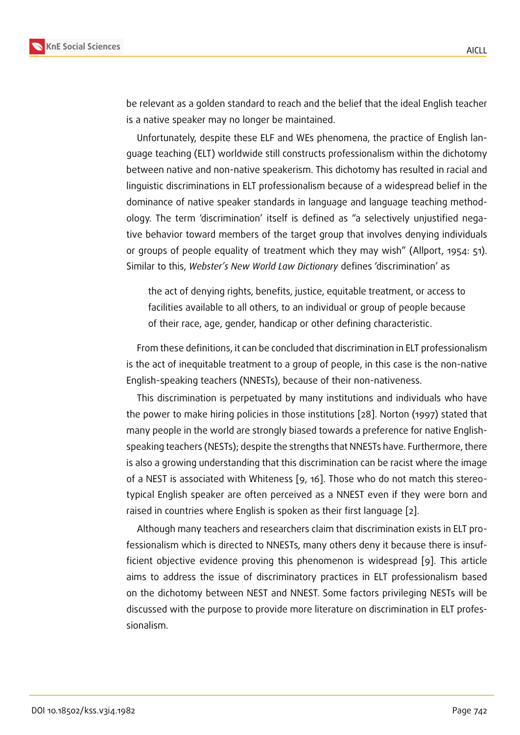be relevant as a golden standard to reach and the belief that the ideal English teacher is a native speaker may no longer be maintained.

Unfortunately, despite these ELF and WEs phenomena, the practice of English language teaching (ELT) worldwide still constructs professionalism within the dichotomy between native and non-native speakerism. This dichotomy has resulted in racial and linguistic discriminations in ELT professionalism because of a widespread belief in the dominance of native speaker standards in language and language teaching methodology. The term 'discrimination' itself is defined as "a selectively unjustified negative behavior toward members of the target group that involves denying individuals or groups of people equality of treatment which they may wish" (Allport, 1954: 51). Similar to this, *Webster's New World Law Dictionary* defines 'discrimination' as

> the act of denying rights, benefits, justice, equitable treatment, or access to facilities available to all others, to an individual or group of people because of their race, age, gender, handicap or other defining characteristic.

From these definitions, it can be concluded that discrimination in ELT professionalism is the act of inequitable treatment to a group of people, in this case is the non-native English-speaking teachers (NNESTs), because of their non-nativeness.

This discrimination is perpetuated by many institutions and individuals who have the power to make hiring policies in those institutions [28]. Norton (1997) stated that many people in the world are strongly biased towards a preference for native English-speaking teachers (NESTs); despite the strengths that NNESTs have. Furthermore, there is also a growing understanding that this discrimination can be racist where the image of a NEST is associated with Whiteness [9, 16]. Those who do not match this stereotypical English speaker are often perceived as a NNEST even if they were born and raised in countries where English is spoken as their first language [2].

Although many teachers and researchers claim that discrimination exists in ELT professionalism which is directed to NNESTs, many others deny it because there is insufficient objective evidence proving this phenomenon is widespread [9]. This article aims to address the issue of discriminatory practices in ELT professionalism based on the dichotomy between NEST and NNEST. Some factors privileging NESTs will be discussed with the purpose to provide more literature on discrimination in ELT professionalism.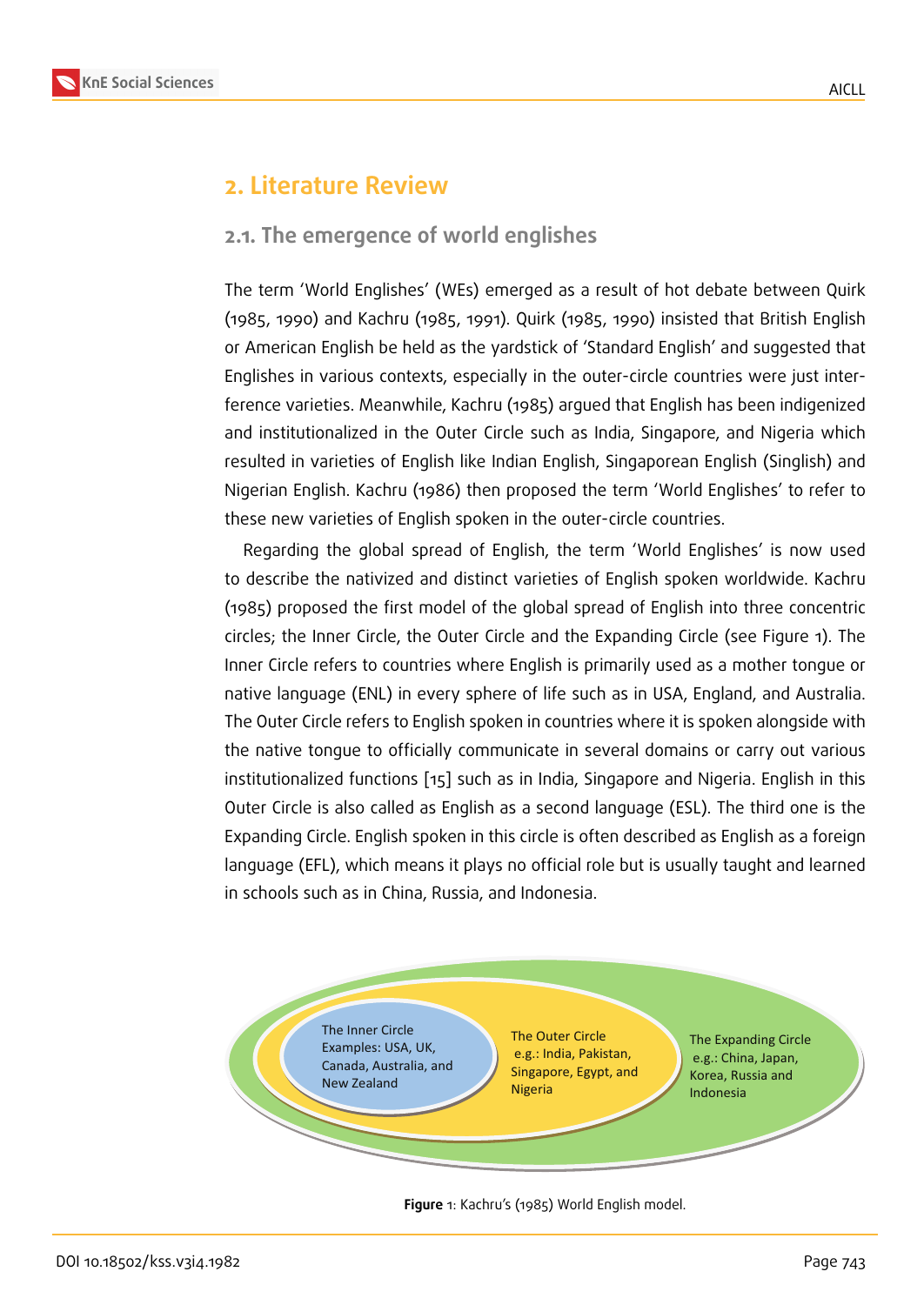## 2. Literature Review

### 2.1. The emergence of world englishes

The term 'World Englishes' (WEs) emerged as a result of hot debate between Quirk (1985, 1990) and Kachru (1985, 1991). Quirk (1985, 1990) insisted that British English or American English be held as the yardstick of 'Standard English' and suggested that Englishes in various contexts, especially in the outer-circle countries were just interference varieties. Meanwhile, Kachru (1985) argued that English has been indigenized and institutionalized in the Outer Circle such as India, Singapore, and Nigeria which resulted in varieties of English like Indian English, Singaporean English (Singlish) and Nigerian English. Kachru (1986) then proposed the term 'World Englishes' to refer to these new varieties of English spoken in the outer-circle countries.

Regarding the global spread of English, the term 'World Englishes' is now used to describe the nativized and distinct varieties of English spoken worldwide. Kachru (1985) proposed the first model of the global spread of English into three concentric circles; the Inner Circle, the Outer Circle and the Expanding Circle (see Figure 1). The Inner Circle refers to countries where English is primarily used as a mother tongue or native language (ENL) in every sphere of life such as in USA, England, and Australia. The Outer Circle refers to English spoken in countries where it is spoken alongside with the native tongue to officially communicate in several domains or carry out various institutionalized functions [15] such as in India, Singapore and Nigeria. English in this Outer Circle is also called as English as a second language (ESL). The third one is the Expanding Circle. English spoken in this circle is often described as English as a foreign language (EFL), which means it plays no official role but is usually taught and learned in schools such as in China, Russia, and Indonesia.

The Inner Circle Examples: USA, UK, Canada, Australia, and New Zealand

The Outer Circle e.g.: India, Pakistan, Singapore, Egypt, and Nigeria

The Expanding Circle e.g.: China, Japan, Korea, Russia and Indonesia

**Figure** 1: Kachru's (1985) World English model.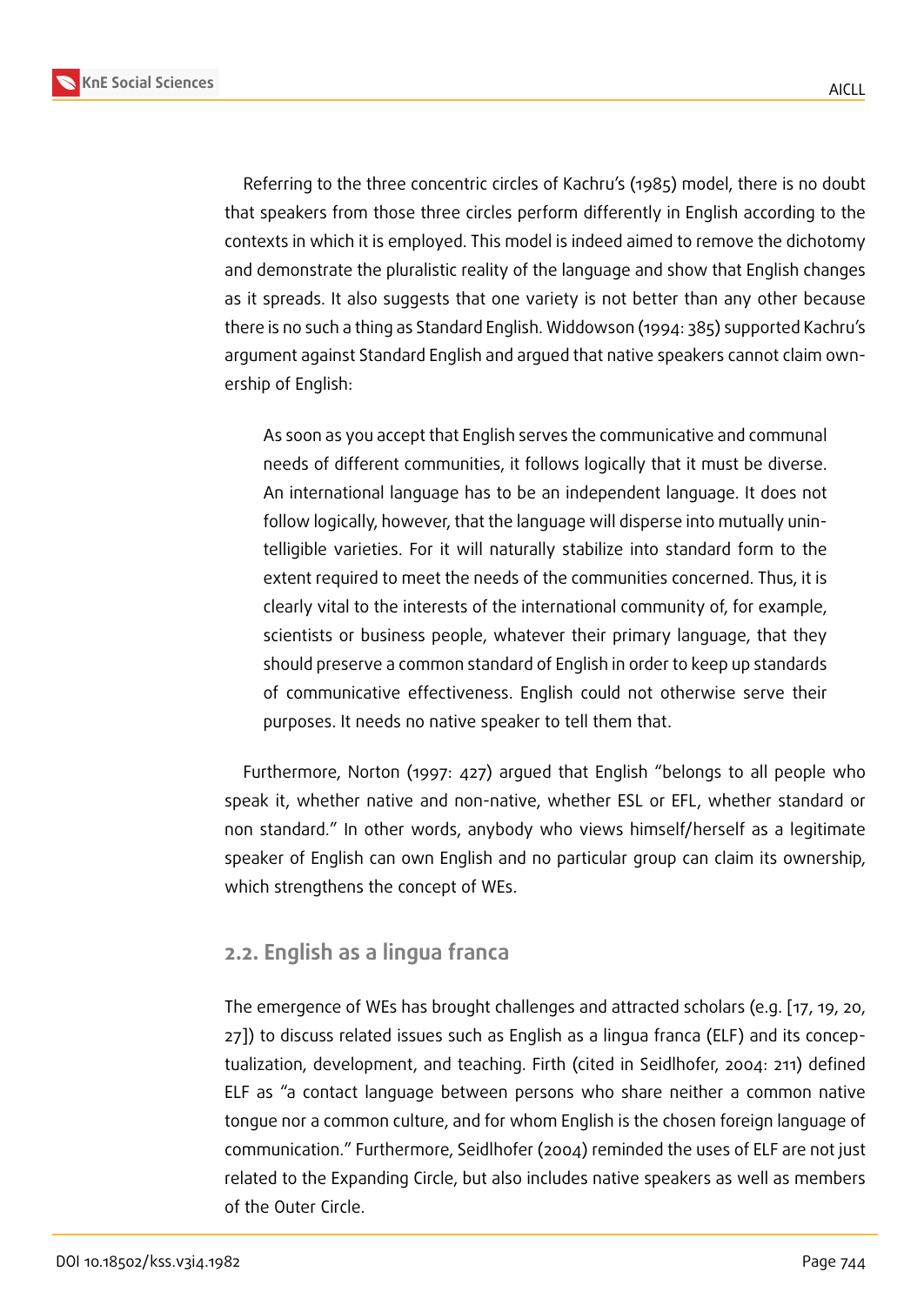Referring to the three concentric circles of Kachru's (1985) model, there is no doubt that speakers from those three circles perform differently in English according to the contexts in which it is employed. This model is indeed aimed to remove the dichotomy and demonstrate the pluralistic reality of the language and show that English changes as it spreads. It also suggests that one variety is not better than any other because there is no such a thing as Standard English. Widdowson (1994: 385) supported Kachru's argument against Standard English and argued that native speakers cannot claim ownership of English:

> As soon as you accept that English serves the communicative and communal needs of different communities, it follows logically that it must be diverse. An international language has to be an independent language. It does not follow logically, however, that the language will disperse into mutually unintelligible varieties. For it will naturally stabilize into standard form to the extent required to meet the needs of the communities concerned. Thus, it is clearly vital to the interests of the international community of, for example, scientists or business people, whatever their primary language, that they should preserve a common standard of English in order to keep up standards of communicative effectiveness. English could not otherwise serve their purposes. It needs no native speaker to tell them that.

Furthermore, Norton (1997: 427) argued that English "belongs to all people who speak it, whether native and non-native, whether ESL or EFL, whether standard or non standard." In other words, anybody who views himself/herself as a legitimate speaker of English can own English and no particular group can claim its ownership, which strengthens the concept of WEs.

## 2.2. English as a lingua franca

The emergence of WEs has brought challenges and attracted scholars (e.g. [17, 19, 20, 27]) to discuss related issues such as English as a lingua franca (ELF) and its conceptualization, development, and teaching. Firth (cited in Seidlhofer, 2004: 211) defined ELF as "a contact language between persons who share neither a common native tongue nor a common culture, and for whom English is the chosen foreign language of communication." Furthermore, Seidlhofer (2004) reminded the uses of ELF are not just related to the Expanding Circle, but also includes native speakers as well as members of the Outer Circle.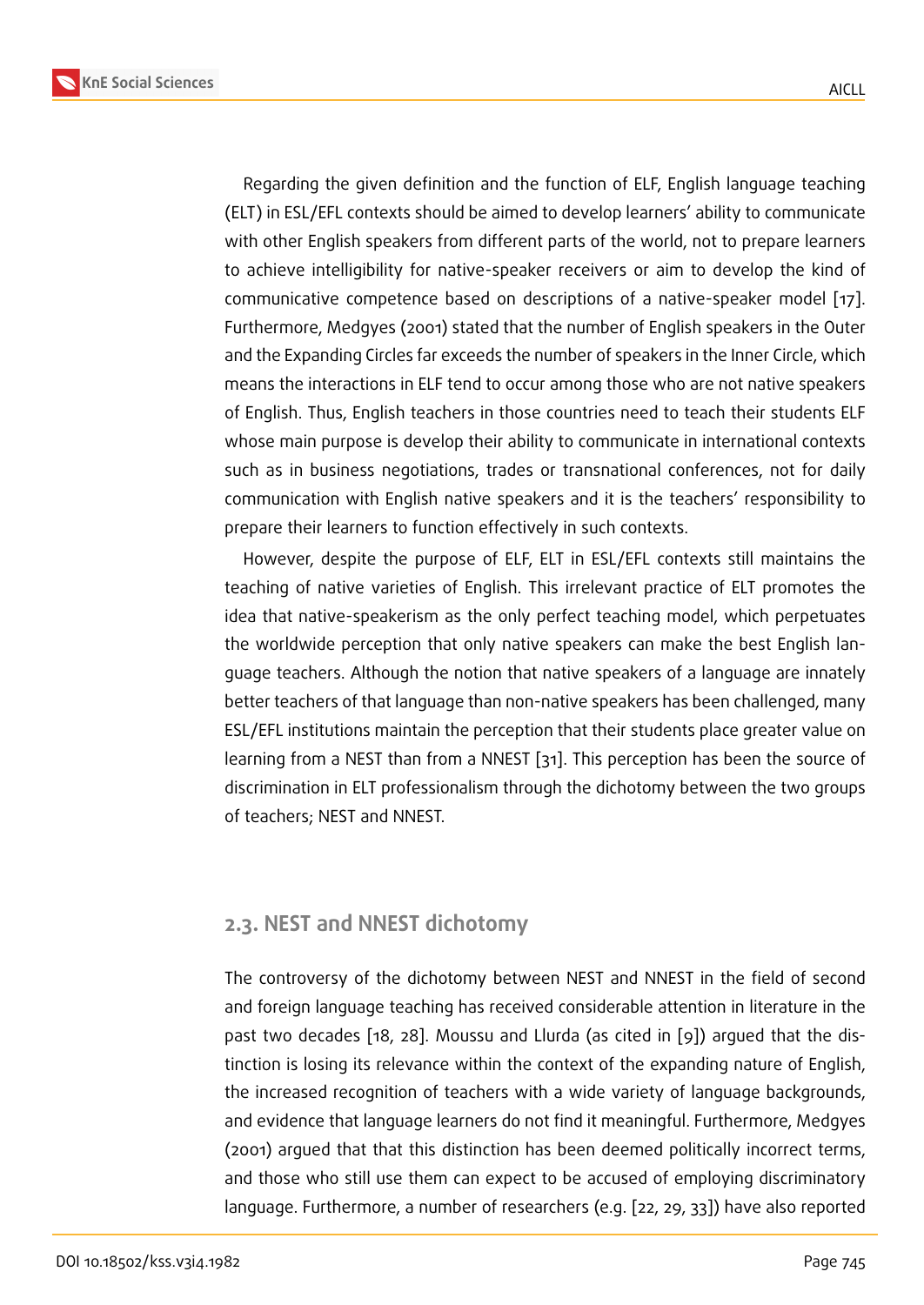Regarding the given definition and the function of ELF, English language teaching (ELT) in ESL/EFL contexts should be aimed to develop learners' ability to communicate with other English speakers from different parts of the world, not to prepare learners to achieve intelligibility for native-speaker receivers or aim to develop the kind of communicative competence based on descriptions of a native-speaker model [17]. Furthermore, Medgyes (2001) stated that the number of English speakers in the Outer and the Expanding Circles far exceeds the number of speakers in the Inner Circle, which means the interactions in ELF tend to occur among those who are not native speakers of English. Thus, English teachers in those countries need to teach their students ELF whose main purpose is develop their ability to communicate in international contexts such as in business negotiations, trades or transnational conferences, not for daily communication with English native speakers and it is the teachers' responsibility to prepare their learners to function effectively in such contexts.

However, despite the purpose of ELF, ELT in ESL/EFL contexts still maintains the teaching of native varieties of English. This irrelevant practice of ELT promotes the idea that native-speakerism as the only perfect teaching model, which perpetuates the worldwide perception that only native speakers can make the best English language teachers. Although the notion that native speakers of a language are innately better teachers of that language than non-native speakers has been challenged, many ESL/EFL institutions maintain the perception that their students place greater value on learning from a NEST than from a NNEST [31]. This perception has been the source of discrimination in ELT professionalism through the dichotomy between the two groups of teachers; NEST and NNEST.

## 2.3. NEST and NNEST dichotomy

The controversy of the dichotomy between NEST and NNEST in the field of second and foreign language teaching has received considerable attention in literature in the past two decades [18, 28]. Moussu and Llurda (as cited in [9]) argued that the distinction is losing its relevance within the context of the expanding nature of English, the increased recognition of teachers with a wide variety of language backgrounds, and evidence that language learners do not find it meaningful. Furthermore, Medgyes (2001) argued that that this distinction has been deemed politically incorrect terms, and those who still use them can expect to be accused of employing discriminatory language. Furthermore, a number of researchers (e.g. [22, 29, 33]) have also reported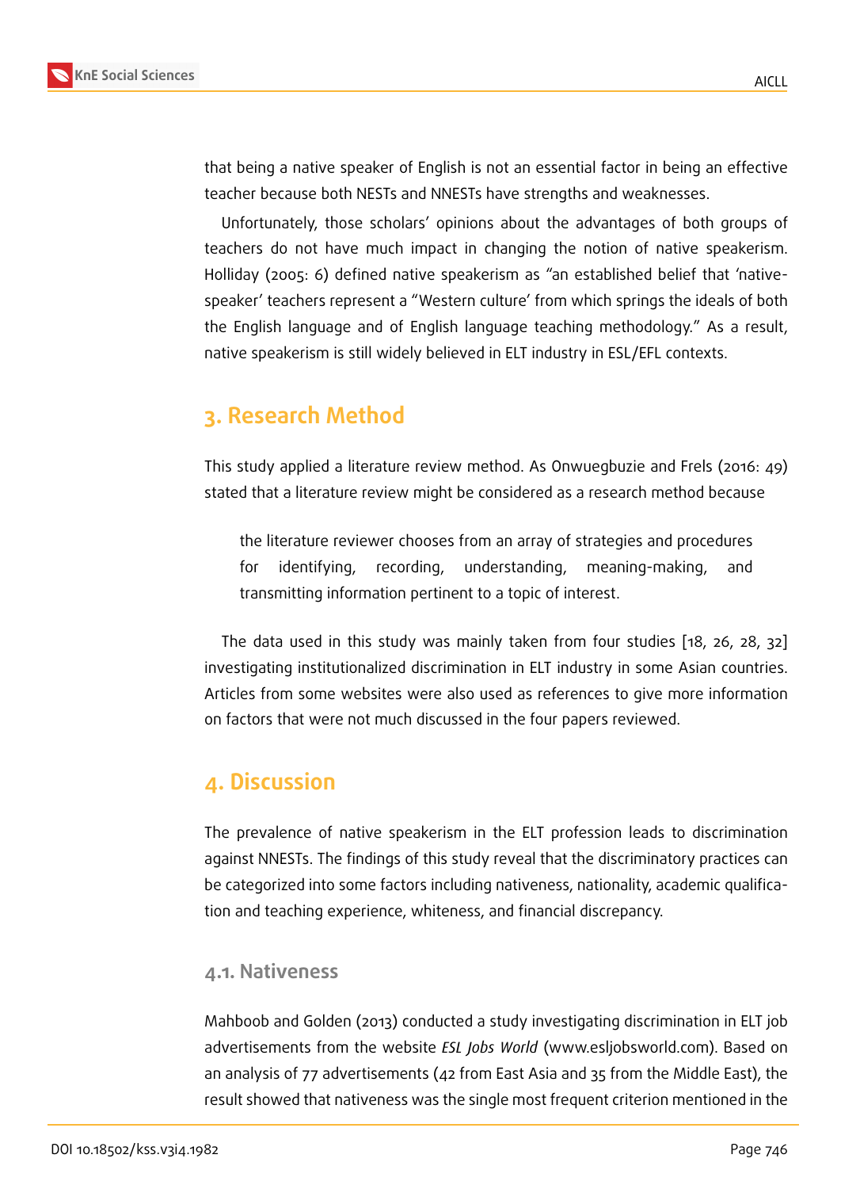that being a native speaker of English is not an essential factor in being an effective teacher because both NESTs and NNESTs have strengths and weaknesses.

Unfortunately, those scholars' opinions about the advantages of both groups of teachers do not have much impact in changing the notion of native speakerism. Holliday (2005: 6) defined native speakerism as "an established belief that 'native-speaker' teachers represent a "Western culture' from which springs the ideals of both the English language and of English language teaching methodology." As a result, native speakerism is still widely believed in ELT industry in ESL/EFL contexts.

## 3. Research Method

This study applied a literature review method. As Onwuegbuzie and Frels (2016: 49) stated that a literature review might be considered as a research method because

> the literature reviewer chooses from an array of strategies and procedures for identifying, recording, understanding, meaning-making, and transmitting information pertinent to a topic of interest.

The data used in this study was mainly taken from four studies [18, 26, 28, 32] investigating institutionalized discrimination in ELT industry in some Asian countries. Articles from some websites were also used as references to give more information on factors that were not much discussed in the four papers reviewed.

## 4. Discussion

The prevalence of native speakerism in the ELT profession leads to discrimination against NNESTs. The findings of this study reveal that the discriminatory practices can be categorized into some factors including nativeness, nationality, academic qualification and teaching experience, whiteness, and financial discrepancy.

### 4.1. Nativeness

Mahboob and Golden (2013) conducted a study investigating discrimination in ELT job advertisements from the website *ESL Jobs World* (www.esljobsworld.com). Based on an analysis of 77 advertisements (42 from East Asia and 35 from the Middle East), the result showed that nativeness was the single most frequent criterion mentioned in the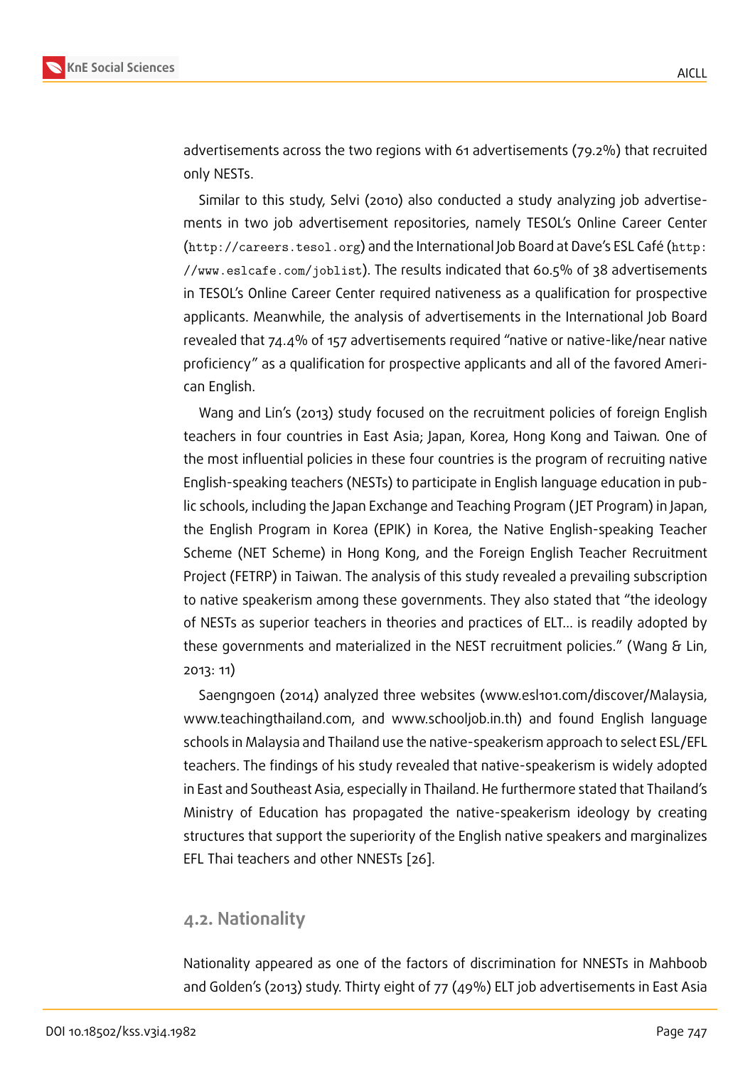advertisements across the two regions with 61 advertisements (79.2%) that recruited only NESTs.

Similar to this study, Selvi (2010) also conducted a study analyzing job advertisements in two job advertisement repositories, namely TESOL's Online Career Center (http://careers.tesol.org) and the International Job Board at Dave's ESL Café (http://www.eslcafe.com/joblist). The results indicated that 60.5% of 38 advertisements in TESOL's Online Career Center required nativeness as a qualification for prospective applicants. Meanwhile, the analysis of advertisements in the International Job Board revealed that 74.4% of 157 advertisements required "native or native-like/near native proficiency" as a qualification for prospective applicants and all of the favored American English.

Wang and Lin's (2013) study focused on the recruitment policies of foreign English teachers in four countries in East Asia; Japan, Korea, Hong Kong and Taiwan. One of the most influential policies in these four countries is the program of recruiting native English-speaking teachers (NESTs) to participate in English language education in public schools, including the Japan Exchange and Teaching Program (JET Program) in Japan, the English Program in Korea (EPIK) in Korea, the Native English-speaking Teacher Scheme (NET Scheme) in Hong Kong, and the Foreign English Teacher Recruitment Project (FETRP) in Taiwan. The analysis of this study revealed a prevailing subscription to native speakerism among these governments. They also stated that "the ideology of NESTs as superior teachers in theories and practices of ELT... is readily adopted by these governments and materialized in the NEST recruitment policies." (Wang & Lin, 2013: 11)

Saengngoen (2014) analyzed three websites (www.esl101.com/discover/Malaysia, www.teachingthailand.com, and www.schooljob.in.th) and found English language schools in Malaysia and Thailand use the native-speakerism approach to select ESL/EFL teachers. The findings of his study revealed that native-speakerism is widely adopted in East and Southeast Asia, especially in Thailand. He furthermore stated that Thailand's Ministry of Education has propagated the native-speakerism ideology by creating structures that support the superiority of the English native speakers and marginalizes EFL Thai teachers and other NNESTs [26].

### 4.2. Nationality

Nationality appeared as one of the factors of discrimination for NNESTs in Mahboob and Golden's (2013) study. Thirty eight of 77 (49%) ELT job advertisements in East Asia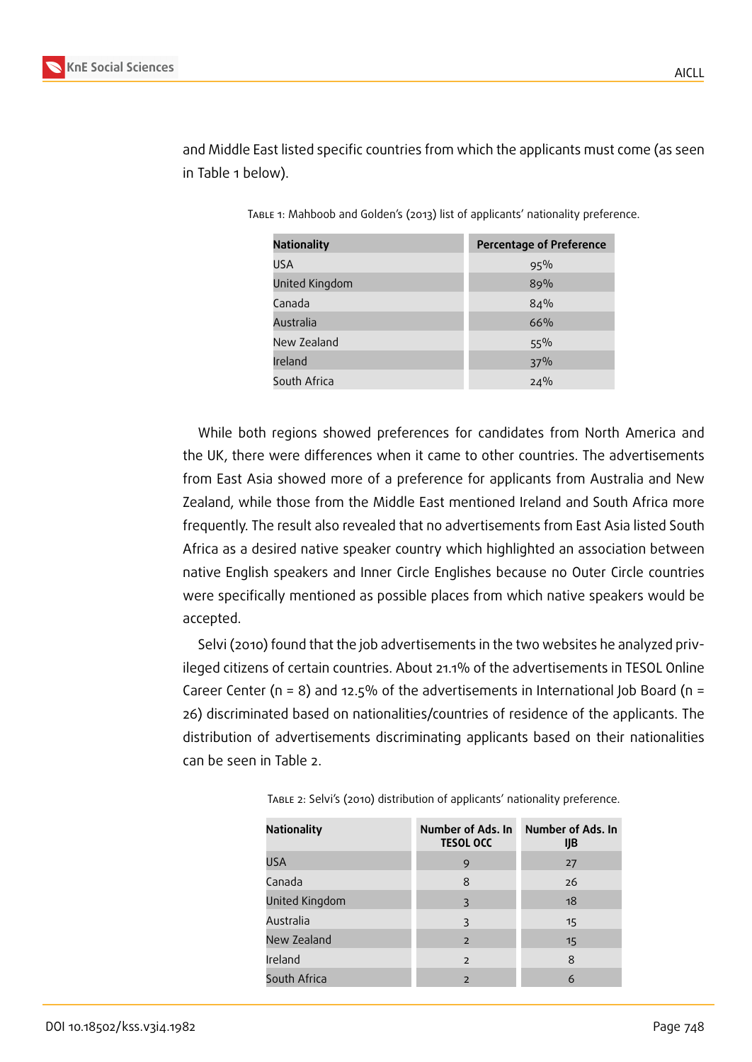and Middle East listed specific countries from which the applicants must come (as seen in Table 1 below).

Table 1: Mahboob and Golden's (2013) list of applicants' nationality preference.

| Nationality | Percentage of Preference |
|---|---|
| USA | 95% |
| United Kingdom | 89% |
| Canada | 84% |
| Australia | 66% |
| New Zealand | 55% |
| Ireland | 37% |
| South Africa | 24% |

While both regions showed preferences for candidates from North America and the UK, there were differences when it came to other countries. The advertisements from East Asia showed more of a preference for applicants from Australia and New Zealand, while those from the Middle East mentioned Ireland and South Africa more frequently. The result also revealed that no advertisements from East Asia listed South Africa as a desired native speaker country which highlighted an association between native English speakers and Inner Circle Englishes because no Outer Circle countries were specifically mentioned as possible places from which native speakers would be accepted.

Selvi (2010) found that the job advertisements in the two websites he analyzed privileged citizens of certain countries. About 21.1% of the advertisements in TESOL Online Career Center (n = 8) and 12.5% of the advertisements in International Job Board (n = 26) discriminated based on nationalities/countries of residence of the applicants. The distribution of advertisements discriminating applicants based on their nationalities can be seen in Table 2.

Table 2: Selvi's (2010) distribution of applicants' nationality preference.

| Nationality | Number of Ads. In TESOL OCC | Number of Ads. In IJB |
|---|---|---|
| USA | 9 | 27 |
| Canada | 8 | 26 |
| United Kingdom | 3 | 18 |
| Australia | 3 | 15 |
| New Zealand | 2 | 15 |
| Ireland | 2 | 8 |
| South Africa | 2 | 6 |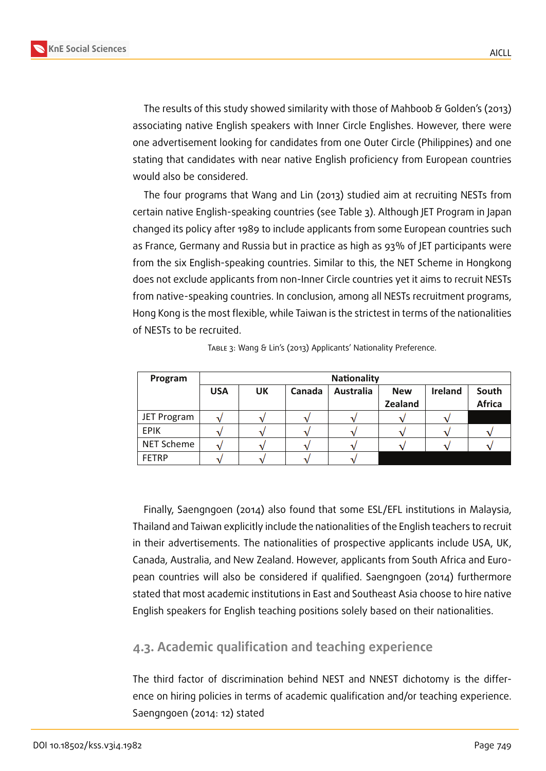The results of this study showed similarity with those of Mahboob & Golden's (2013) associating native English speakers with Inner Circle Englishes. However, there were one advertisement looking for candidates from one Outer Circle (Philippines) and one stating that candidates with near native English proficiency from European countries would also be considered.

The four programs that Wang and Lin (2013) studied aim at recruiting NESTs from certain native English-speaking countries (see Table 3). Although JET Program in Japan changed its policy after 1989 to include applicants from some European countries such as France, Germany and Russia but in practice as high as 93% of JET participants were from the six English-speaking countries. Similar to this, the NET Scheme in Hongkong does not exclude applicants from non-Inner Circle countries yet it aims to recruit NESTs from native-speaking countries. In conclusion, among all NESTs recruitment programs, Hong Kong is the most flexible, while Taiwan is the strictest in terms of the nationalities of NESTs to be recruited.

Table 3: Wang & Lin's (2013) Applicants' Nationality Preference.

| Program | Nationality | | | | | | |
|---|---|---|---|---|---|---|---|
| | USA | UK | Canada | Australia | New Zealand | Ireland | South Africa |
| JET Program | √ | √ | √ | √ | √ | √ | |
| EPIK | √ | √ | √ | √ | √ | √ | √ |
| NET Scheme | √ | √ | √ | √ | √ | √ | √ |
| FETRP | √ | √ | √ | √ | | | |

Finally, Saengngoen (2014) also found that some ESL/EFL institutions in Malaysia, Thailand and Taiwan explicitly include the nationalities of the English teachers to recruit in their advertisements. The nationalities of prospective applicants include USA, UK, Canada, Australia, and New Zealand. However, applicants from South Africa and European countries will also be considered if qualified. Saengngoen (2014) furthermore stated that most academic institutions in East and Southeast Asia choose to hire native English speakers for English teaching positions solely based on their nationalities.

### 4.3. Academic qualification and teaching experience

The third factor of discrimination behind NEST and NNEST dichotomy is the difference on hiring policies in terms of academic qualification and/or teaching experience. Saengngoen (2014: 12) stated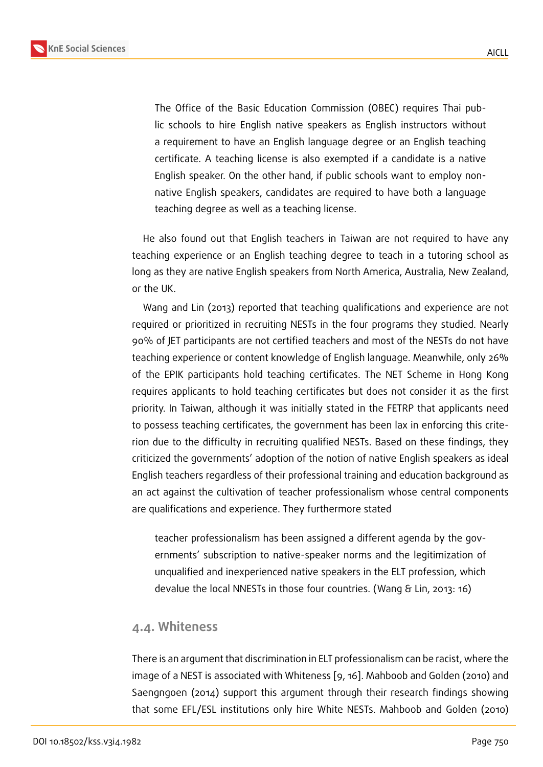> The Office of the Basic Education Commission (OBEC) requires Thai public schools to hire English native speakers as English instructors without a requirement to have an English language degree or an English teaching certificate. A teaching license is also exempted if a candidate is a native English speaker. On the other hand, if public schools want to employ non-native English speakers, candidates are required to have both a language teaching degree as well as a teaching license.

He also found out that English teachers in Taiwan are not required to have any teaching experience or an English teaching degree to teach in a tutoring school as long as they are native English speakers from North America, Australia, New Zealand, or the UK.

Wang and Lin (2013) reported that teaching qualifications and experience are not required or prioritized in recruiting NESTs in the four programs they studied. Nearly 90% of JET participants are not certified teachers and most of the NESTs do not have teaching experience or content knowledge of English language. Meanwhile, only 26% of the EPIK participants hold teaching certificates. The NET Scheme in Hong Kong requires applicants to hold teaching certificates but does not consider it as the first priority. In Taiwan, although it was initially stated in the FETRP that applicants need to possess teaching certificates, the government has been lax in enforcing this criterion due to the difficulty in recruiting qualified NESTs. Based on these findings, they criticized the governments' adoption of the notion of native English speakers as ideal English teachers regardless of their professional training and education background as an act against the cultivation of teacher professionalism whose central components are qualifications and experience. They furthermore stated

> teacher professionalism has been assigned a different agenda by the governments' subscription to native-speaker norms and the legitimization of unqualified and inexperienced native speakers in the ELT profession, which devalue the local NNESTs in those four countries. (Wang & Lin, 2013: 16)

## 4.4. Whiteness

There is an argument that discrimination in ELT professionalism can be racist, where the image of a NEST is associated with Whiteness [9, 16]. Mahboob and Golden (2010) and Saengngoen (2014) support this argument through their research findings showing that some EFL/ESL institutions only hire White NESTs. Mahboob and Golden (2010)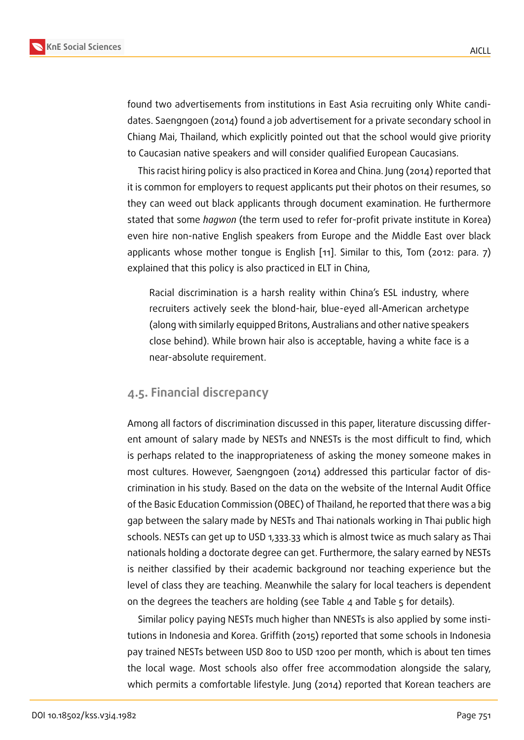found two advertisements from institutions in East Asia recruiting only White candidates. Saengngoen (2014) found a job advertisement for a private secondary school in Chiang Mai, Thailand, which explicitly pointed out that the school would give priority to Caucasian native speakers and will consider qualified European Caucasians.

This racist hiring policy is also practiced in Korea and China. Jung (2014) reported that it is common for employers to request applicants put their photos on their resumes, so they can weed out black applicants through document examination. He furthermore stated that some *hagwon* (the term used to refer for-profit private institute in Korea) even hire non-native English speakers from Europe and the Middle East over black applicants whose mother tongue is English [11]. Similar to this, Tom (2012: para. 7) explained that this policy is also practiced in ELT in China,

> Racial discrimination is a harsh reality within China's ESL industry, where recruiters actively seek the blond-hair, blue-eyed all-American archetype (along with similarly equipped Britons, Australians and other native speakers close behind). While brown hair also is acceptable, having a white face is a near-absolute requirement.

## 4.5. Financial discrepancy

Among all factors of discrimination discussed in this paper, literature discussing different amount of salary made by NESTs and NNESTs is the most difficult to find, which is perhaps related to the inappropriateness of asking the money someone makes in most cultures. However, Saengngoen (2014) addressed this particular factor of discrimination in his study. Based on the data on the website of the Internal Audit Office of the Basic Education Commission (OBEC) of Thailand, he reported that there was a big gap between the salary made by NESTs and Thai nationals working in Thai public high schools. NESTs can get up to USD 1,333.33 which is almost twice as much salary as Thai nationals holding a doctorate degree can get. Furthermore, the salary earned by NESTs is neither classified by their academic background nor teaching experience but the level of class they are teaching. Meanwhile the salary for local teachers is dependent on the degrees the teachers are holding (see Table 4 and Table 5 for details).

Similar policy paying NESTs much higher than NNESTs is also applied by some institutions in Indonesia and Korea. Griffith (2015) reported that some schools in Indonesia pay trained NESTs between USD 800 to USD 1200 per month, which is about ten times the local wage. Most schools also offer free accommodation alongside the salary, which permits a comfortable lifestyle. Jung (2014) reported that Korean teachers are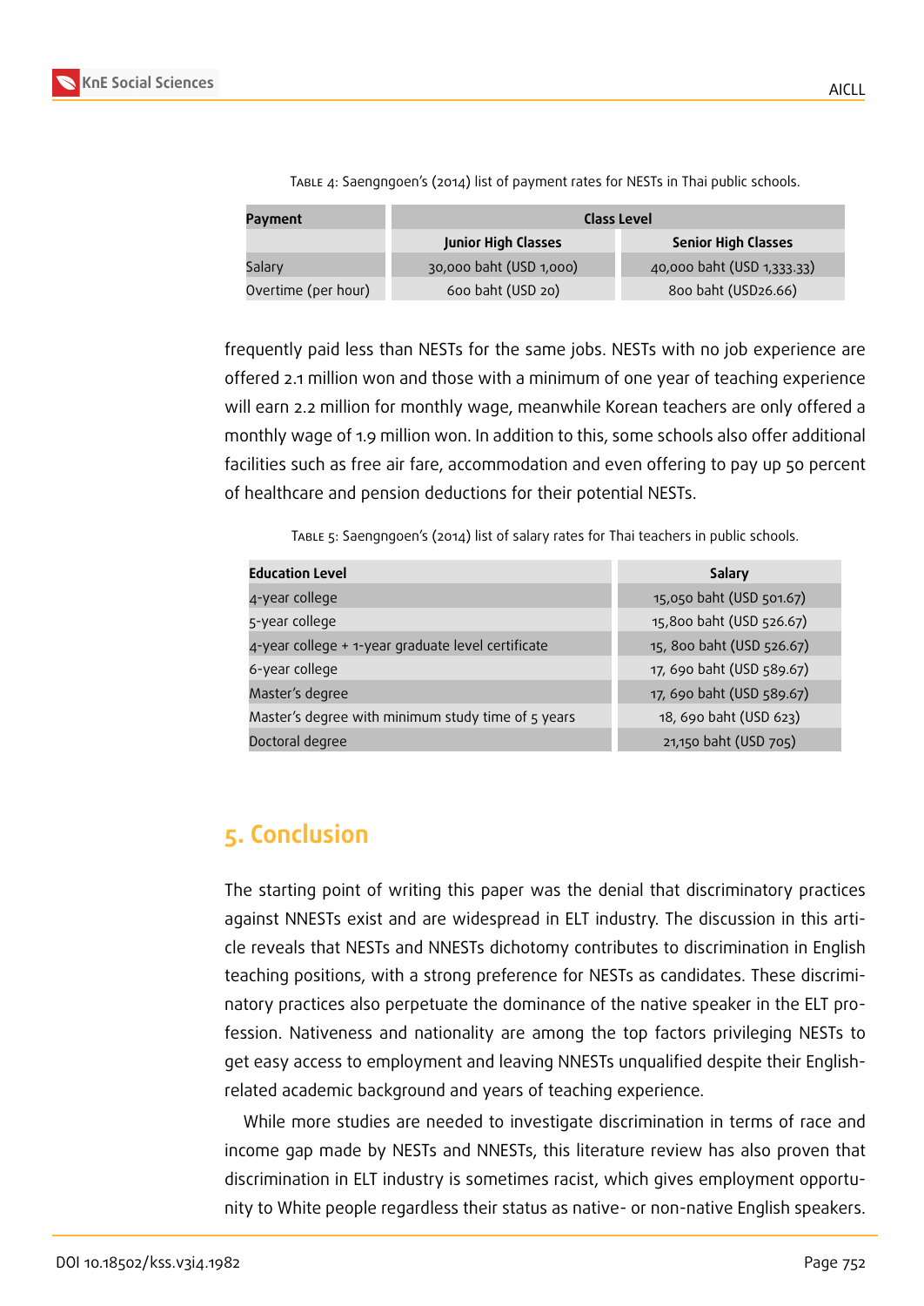Table 4: Saengngoen's (2014) list of payment rates for NESTs in Thai public schools.

| Payment | Class Level | |
|---|---|---|
| | Junior High Classes | Senior High Classes |
| Salary | 30,000 baht (USD 1,000) | 40,000 baht (USD 1,333.33) |
| Overtime (per hour) | 600 baht (USD 20) | 800 baht (USD26.66) |

frequently paid less than NESTs for the same jobs. NESTs with no job experience are offered 2.1 million won and those with a minimum of one year of teaching experience will earn 2.2 million for monthly wage, meanwhile Korean teachers are only offered a monthly wage of 1.9 million won. In addition to this, some schools also offer additional facilities such as free air fare, accommodation and even offering to pay up 50 percent of healthcare and pension deductions for their potential NESTs.

Table 5: Saengngoen's (2014) list of salary rates for Thai teachers in public schools.

| Education Level | Salary |
|---|---|
| 4-year college | 15,050 baht (USD 501.67) |
| 5-year college | 15,800 baht (USD 526.67) |
| 4-year college + 1-year graduate level certificate | 15, 800 baht (USD 526.67) |
| 6-year college | 17, 690 baht (USD 589.67) |
| Master's degree | 17, 690 baht (USD 589.67) |
| Master's degree with minimum study time of 5 years | 18, 690 baht (USD 623) |
| Doctoral degree | 21,150 baht (USD 705) |

## 5. Conclusion

The starting point of writing this paper was the denial that discriminatory practices against NNESTs exist and are widespread in ELT industry. The discussion in this article reveals that NESTs and NNESTs dichotomy contributes to discrimination in English teaching positions, with a strong preference for NESTs as candidates. These discriminatory practices also perpetuate the dominance of the native speaker in the ELT profession. Nativeness and nationality are among the top factors privileging NESTs to get easy access to employment and leaving NNESTs unqualified despite their English-related academic background and years of teaching experience.

While more studies are needed to investigate discrimination in terms of race and income gap made by NESTs and NNESTs, this literature review has also proven that discrimination in ELT industry is sometimes racist, which gives employment opportunity to White people regardless their status as native- or non-native English speakers.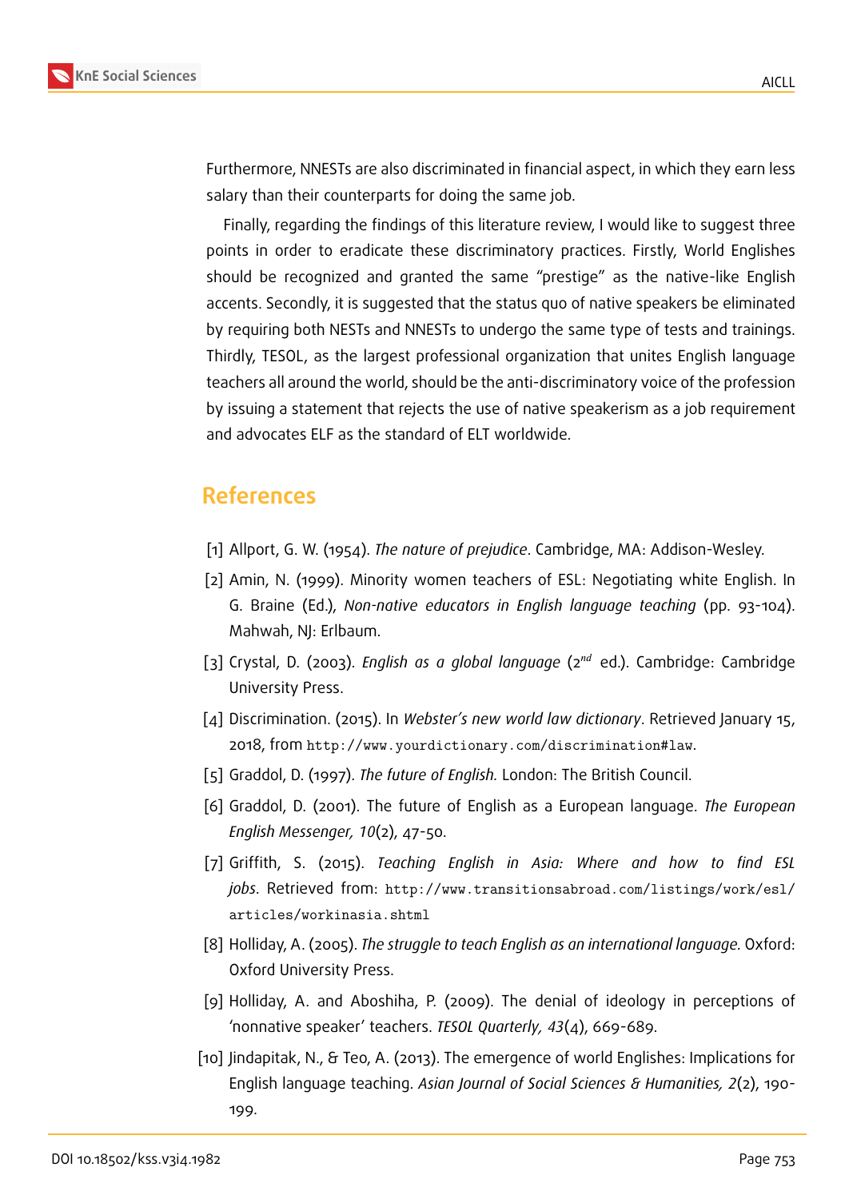Furthermore, NNESTs are also discriminated in financial aspect, in which they earn less salary than their counterparts for doing the same job.

Finally, regarding the findings of this literature review, I would like to suggest three points in order to eradicate these discriminatory practices. Firstly, World Englishes should be recognized and granted the same "prestige" as the native-like English accents. Secondly, it is suggested that the status quo of native speakers be eliminated by requiring both NESTs and NNESTs to undergo the same type of tests and trainings. Thirdly, TESOL, as the largest professional organization that unites English language teachers all around the world, should be the anti-discriminatory voice of the profession by issuing a statement that rejects the use of native speakerism as a job requirement and advocates ELF as the standard of ELT worldwide.

## References

[1] Allport, G. W. (1954). *The nature of prejudice*. Cambridge, MA: Addison-Wesley.

[2] Amin, N. (1999). Minority women teachers of ESL: Negotiating white English. In G. Braine (Ed.), *Non-native educators in English language teaching* (pp. 93-104). Mahwah, NJ: Erlbaum.

[3] Crystal, D. (2003). *English as a global language* (2nd ed.). Cambridge: Cambridge University Press.

[4] Discrimination. (2015). In *Webster's new world law dictionary*. Retrieved January 15, 2018, from http://www.yourdictionary.com/discrimination#law.

[5] Graddol, D. (1997). *The future of English.* London: The British Council.

[6] Graddol, D. (2001). The future of English as a European language. *The European English Messenger, 10*(2), 47-50.

[7] Griffith, S. (2015). *Teaching English in Asia: Where and how to find ESL jobs*. Retrieved from: http://www.transitionsabroad.com/listings/work/esl/articles/workinasia.shtml

[8] Holliday, A. (2005). *The struggle to teach English as an international language.* Oxford: Oxford University Press.

[9] Holliday, A. and Aboshiha, P. (2009). The denial of ideology in perceptions of 'nonnative speaker' teachers. *TESOL Quarterly, 43*(4), 669-689.

[10] Jindapitak, N., & Teo, A. (2013). The emergence of world Englishes: Implications for English language teaching. *Asian Journal of Social Sciences & Humanities, 2*(2), 190-199.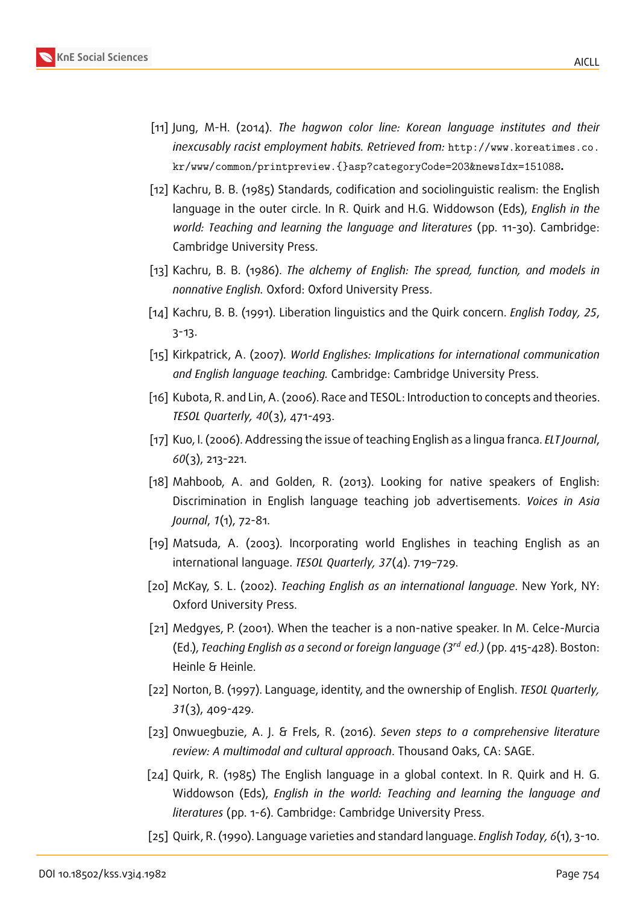[11] Jung, M-H. (2014). *The hagwon color line: Korean language institutes and their inexcusably racist employment habits. Retrieved from:* http://www.koreatimes.co.kr/www/common/printpreview.{}asp?categoryCode=203&newsIdx=151088.

[12] Kachru, B. B. (1985) Standards, codification and sociolinguistic realism: the English language in the outer circle. In R. Quirk and H.G. Widdowson (Eds), *English in the world: Teaching and learning the language and literatures* (pp. 11-30). Cambridge: Cambridge University Press.

[13] Kachru, B. B. (1986). *The alchemy of English: The spread, function, and models in nonnative English.* Oxford: Oxford University Press.

[14] Kachru, B. B. (1991). Liberation linguistics and the Quirk concern. *English Today, 25*, 3-13.

[15] Kirkpatrick, A. (2007). *World Englishes: Implications for international communication and English language teaching.* Cambridge: Cambridge University Press.

[16] Kubota, R. and Lin, A. (2006). Race and TESOL: Introduction to concepts and theories. *TESOL Quarterly, 40*(3), 471-493.

[17] Kuo, I. (2006). Addressing the issue of teaching English as a lingua franca. *ELT Journal*, *60*(3), 213-221.

[18] Mahboob, A. and Golden, R. (2013). Looking for native speakers of English: Discrimination in English language teaching job advertisements. *Voices in Asia Journal*, *1*(1), 72-81.

[19] Matsuda, A. (2003). Incorporating world Englishes in teaching English as an international language. *TESOL Quarterly, 37*(4). 719–729.

[20] McKay, S. L. (2002). *Teaching English as an international language*. New York, NY: Oxford University Press.

[21] Medgyes, P. (2001). When the teacher is a non-native speaker. In M. Celce-Murcia (Ed.), *Teaching English as a second or foreign language (3rd ed.)* (pp. 415-428). Boston: Heinle & Heinle.

[22] Norton, B. (1997). Language, identity, and the ownership of English. *TESOL Quarterly, 31*(3), 409-429.

[23] Onwuegbuzie, A. J. & Frels, R. (2016). *Seven steps to a comprehensive literature review: A multimodal and cultural approach*. Thousand Oaks, CA: SAGE.

[24] Quirk, R. (1985) The English language in a global context. In R. Quirk and H. G. Widdowson (Eds), *English in the world: Teaching and learning the language and literatures* (pp. 1-6). Cambridge: Cambridge University Press.

[25] Quirk, R. (1990). Language varieties and standard language. *English Today, 6*(1), 3-10.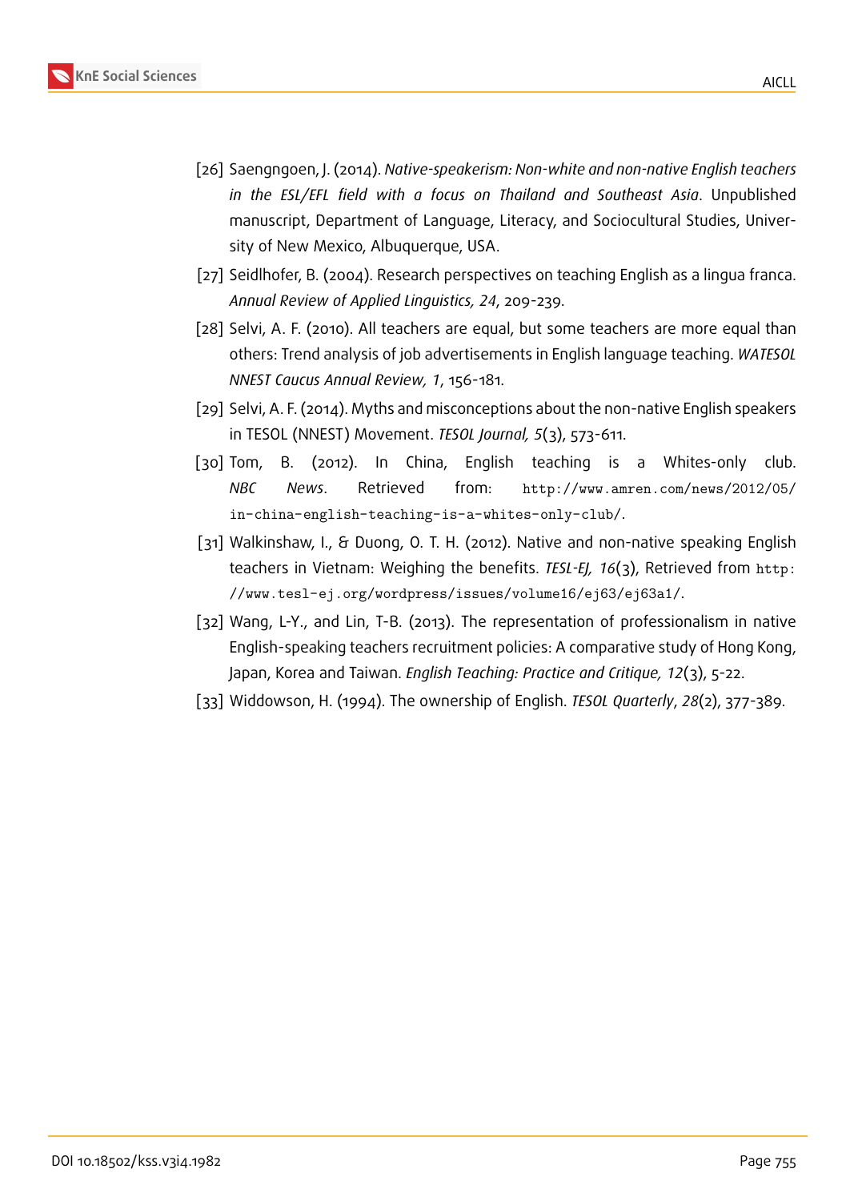[26] Saengngoen, J. (2014). *Native-speakerism: Non-white and non-native English teachers in the ESL/EFL field with a focus on Thailand and Southeast Asia*. Unpublished manuscript, Department of Language, Literacy, and Sociocultural Studies, University of New Mexico, Albuquerque, USA.

[27] Seidlhofer, B. (2004). Research perspectives on teaching English as a lingua franca. *Annual Review of Applied Linguistics, 24*, 209-239.

[28] Selvi, A. F. (2010). All teachers are equal, but some teachers are more equal than others: Trend analysis of job advertisements in English language teaching. *WATESOL NNEST Caucus Annual Review, 1*, 156-181.

[29] Selvi, A. F. (2014). Myths and misconceptions about the non-native English speakers in TESOL (NNEST) Movement. *TESOL Journal, 5*(3), 573-611.

[30] Tom, B. (2012). In China, English teaching is a Whites-only club. *NBC News*. Retrieved from: http://www.amren.com/news/2012/05/in-china-english-teaching-is-a-whites-only-club/.

[31] Walkinshaw, I., & Duong, O. T. H. (2012). Native and non-native speaking English teachers in Vietnam: Weighing the benefits. *TESL-EJ, 16*(3), Retrieved from http://www.tesl-ej.org/wordpress/issues/volume16/ej63/ej63a1/.

[32] Wang, L-Y., and Lin, T-B. (2013). The representation of professionalism in native English-speaking teachers recruitment policies: A comparative study of Hong Kong, Japan, Korea and Taiwan. *English Teaching: Practice and Critique, 12*(3), 5-22.

[33] Widdowson, H. (1994). The ownership of English. *TESOL Quarterly*, *28*(2), 377-389.